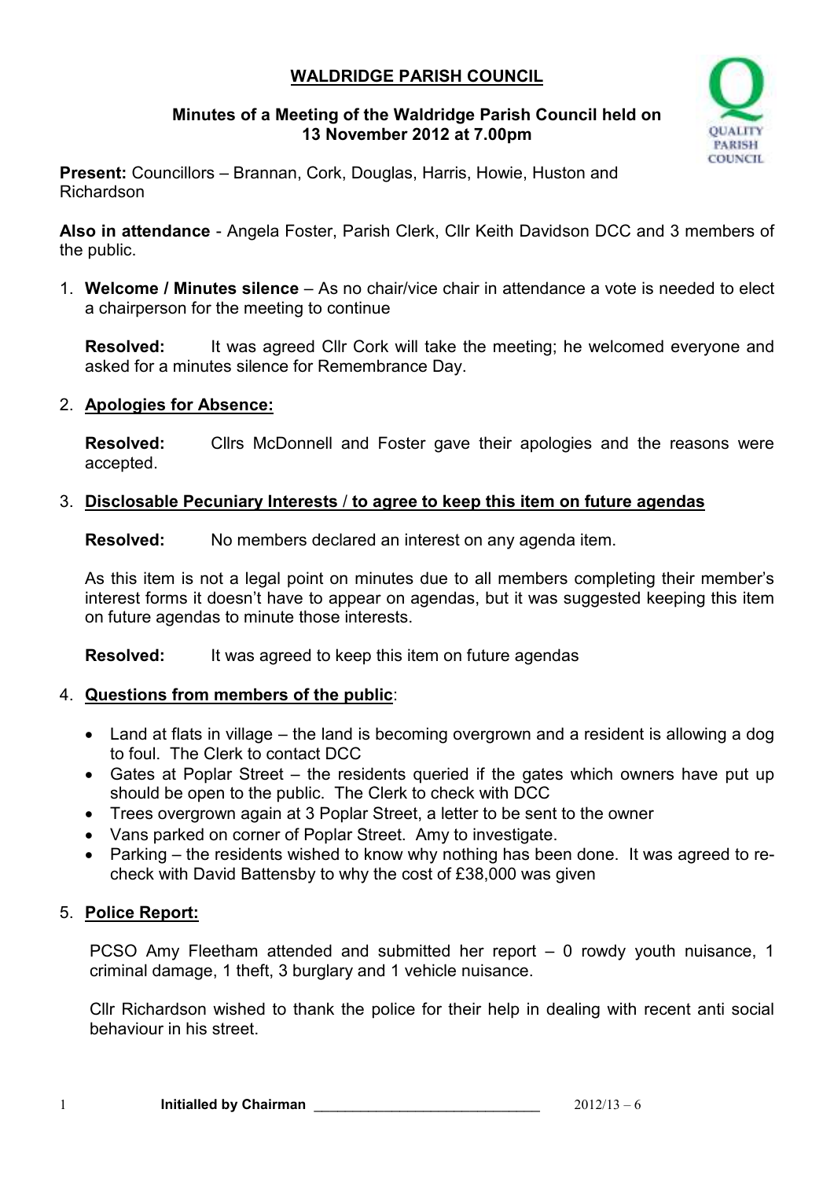# WALDRIDGE PARISH COUNCIL

## Minutes of a Meeting of the Waldridge Parish Council held on 13 November 2012 at 7.00pm

**Present:** Councillors – Brannan, Cork, Douglas, Harris, Howie, Huston and Richardson

**Also in attendance** - Angela Foster, Parish Clerk, Cllr Keith Davidson DCC and 3 members of the public.

1. **Welcome / Minutes silence** – As no chair/vice chair in attendance a vote is needed to elect a chairperson for the meeting to continue

   **Resolved:** It was agreed Cllr Cork will take the meeting; he welcomed everyone and asked for a minutes silence for Remembrance Day.

2. **Apologies for Absence:**

   **Resolved:** Cllrs McDonnell and Foster gave their apologies and the reasons were accepted.

3. **Disclosable Pecuniary Interests / to agree to keep this item on future agendas**

   **Resolved:** No members declared an interest on any agenda item.

   As this item is not a legal point on minutes due to all members completing their member's interest forms it doesn't have to appear on agendas, but it was suggested keeping this item on future agendas to minute those interests.

   **Resolved:** It was agreed to keep this item on future agendas

4. **Questions from members of the public**:

   - Land at flats in village – the land is becoming overgrown and a resident is allowing a dog to foul. The Clerk to contact DCC
   - Gates at Poplar Street – the residents queried if the gates which owners have put up should be open to the public. The Clerk to check with DCC
   - Trees overgrown again at 3 Poplar Street, a letter to be sent to the owner
   - Vans parked on corner of Poplar Street. Amy to investigate.
   - Parking – the residents wished to know why nothing has been done. It was agreed to re-check with David Battensby to why the cost of £38,000 was given

5. **Police Report:**

   PCSO Amy Fleetham attended and submitted her report – 0 rowdy youth nuisance, 1 criminal damage, 1 theft, 3 burglary and 1 vehicle nuisance.

   Cllr Richardson wished to thank the police for their help in dealing with recent anti social behaviour in his street.

**Initialled by Chairman** ____________________________ 2012/13 – 6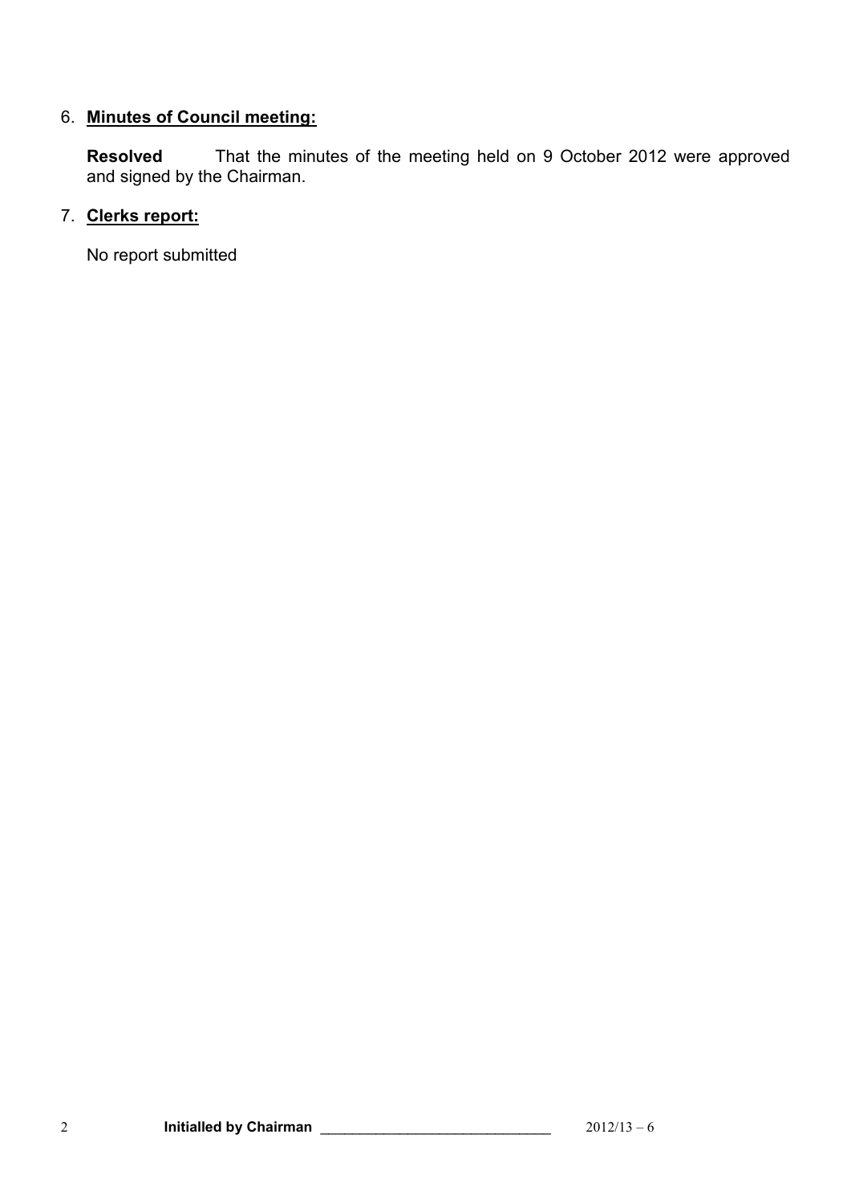6. **Minutes of Council meeting:**

   **Resolved** That the minutes of the meeting held on 9 October 2012 were approved and signed by the Chairman.

7. **Clerks report:**

   No report submitted

**Initialled by Chairman** ____________________________ 2012/13 – 6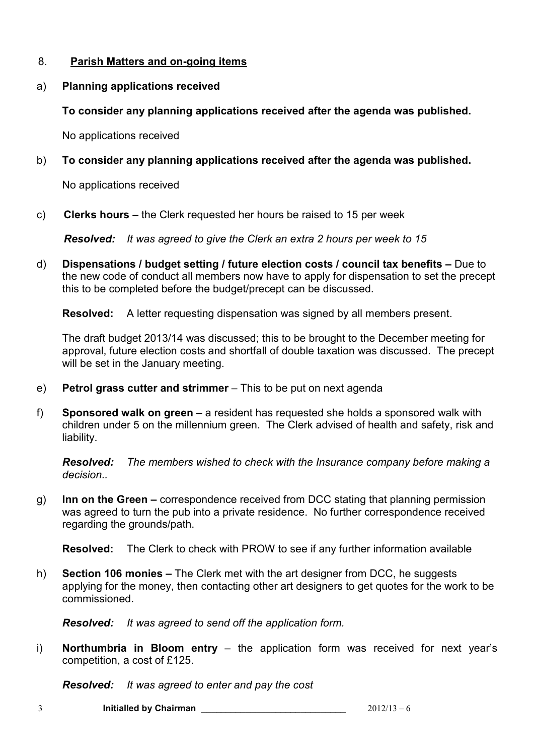8. **Parish Matters and on-going items**

a) **Planning applications received**

**To consider any planning applications received after the agenda was published.**

No applications received

b) **To consider any planning applications received after the agenda was published.**

No applications received

c) **Clerks hours** – the Clerk requested her hours be raised to 15 per week

***Resolved:*** *It was agreed to give the Clerk an extra 2 hours per week to 15*

d) **Dispensations / budget setting / future election costs / council tax benefits –** Due to the new code of conduct all members now have to apply for dispensation to set the precept this to be completed before the budget/precept can be discussed.

**Resolved:** A letter requesting dispensation was signed by all members present.

The draft budget 2013/14 was discussed; this to be brought to the December meeting for approval, future election costs and shortfall of double taxation was discussed. The precept will be set in the January meeting.

e) **Petrol grass cutter and strimmer** – This to be put on next agenda

f) **Sponsored walk on green** – a resident has requested she holds a sponsored walk with children under 5 on the millennium green. The Clerk advised of health and safety, risk and liability.

***Resolved:*** *The members wished to check with the Insurance company before making a decision..*

g) **Inn on the Green –** correspondence received from DCC stating that planning permission was agreed to turn the pub into a private residence. No further correspondence received regarding the grounds/path.

**Resolved:** The Clerk to check with PROW to see if any further information available

h) **Section 106 monies –** The Clerk met with the art designer from DCC, he suggests applying for the money, then contacting other art designers to get quotes for the work to be commissioned.

***Resolved:*** *It was agreed to send off the application form.*

i) **Northumbria in Bloom entry** – the application form was received for next year's competition, a cost of £125.

***Resolved:*** *It was agreed to enter and pay the cost*

**Initialled by Chairman** ____________________________ 2012/13 – 6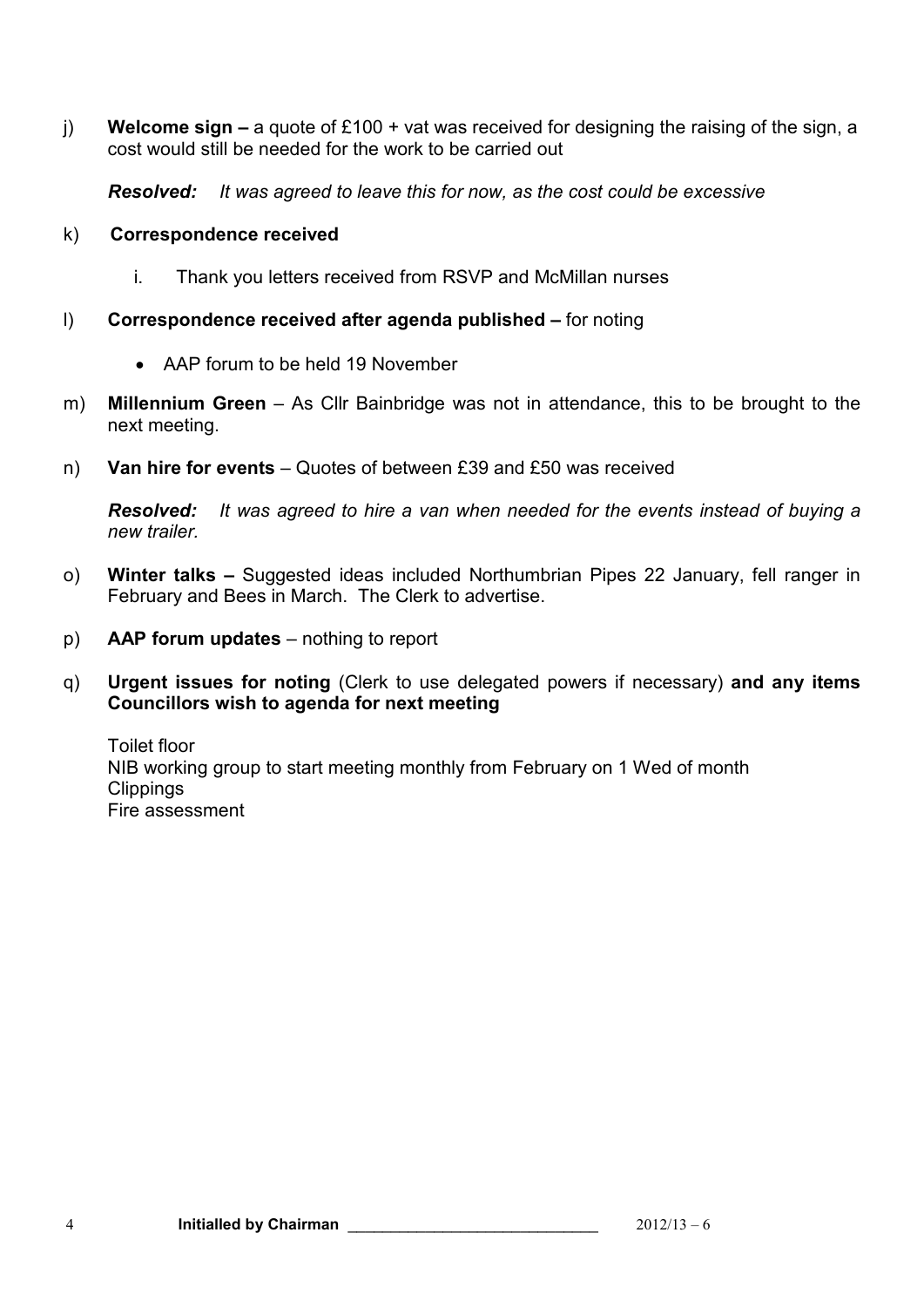j) **Welcome sign –** a quote of £100 + vat was received for designing the raising of the sign, a cost would still be needed for the work to be carried out

***Resolved:*** *It was agreed to leave this for now, as the cost could be excessive*

k) **Correspondence received**

i. Thank you letters received from RSVP and McMillan nurses

l) **Correspondence received after agenda published –** for noting

- AAP forum to be held 19 November

m) **Millennium Green** – As Cllr Bainbridge was not in attendance, this to be brought to the next meeting.

n) **Van hire for events** – Quotes of between £39 and £50 was received

***Resolved:*** *It was agreed to hire a van when needed for the events instead of buying a new trailer.*

o) **Winter talks –** Suggested ideas included Northumbrian Pipes 22 January, fell ranger in February and Bees in March. The Clerk to advertise.

p) **AAP forum updates** – nothing to report

q) **Urgent issues for noting** (Clerk to use delegated powers if necessary) **and any items Councillors wish to agenda for next meeting**

Toilet floor
NIB working group to start meeting monthly from February on 1 Wed of month
Clippings
Fire assessment

**Initialled by Chairman** ______________________________ 2012/13 – 6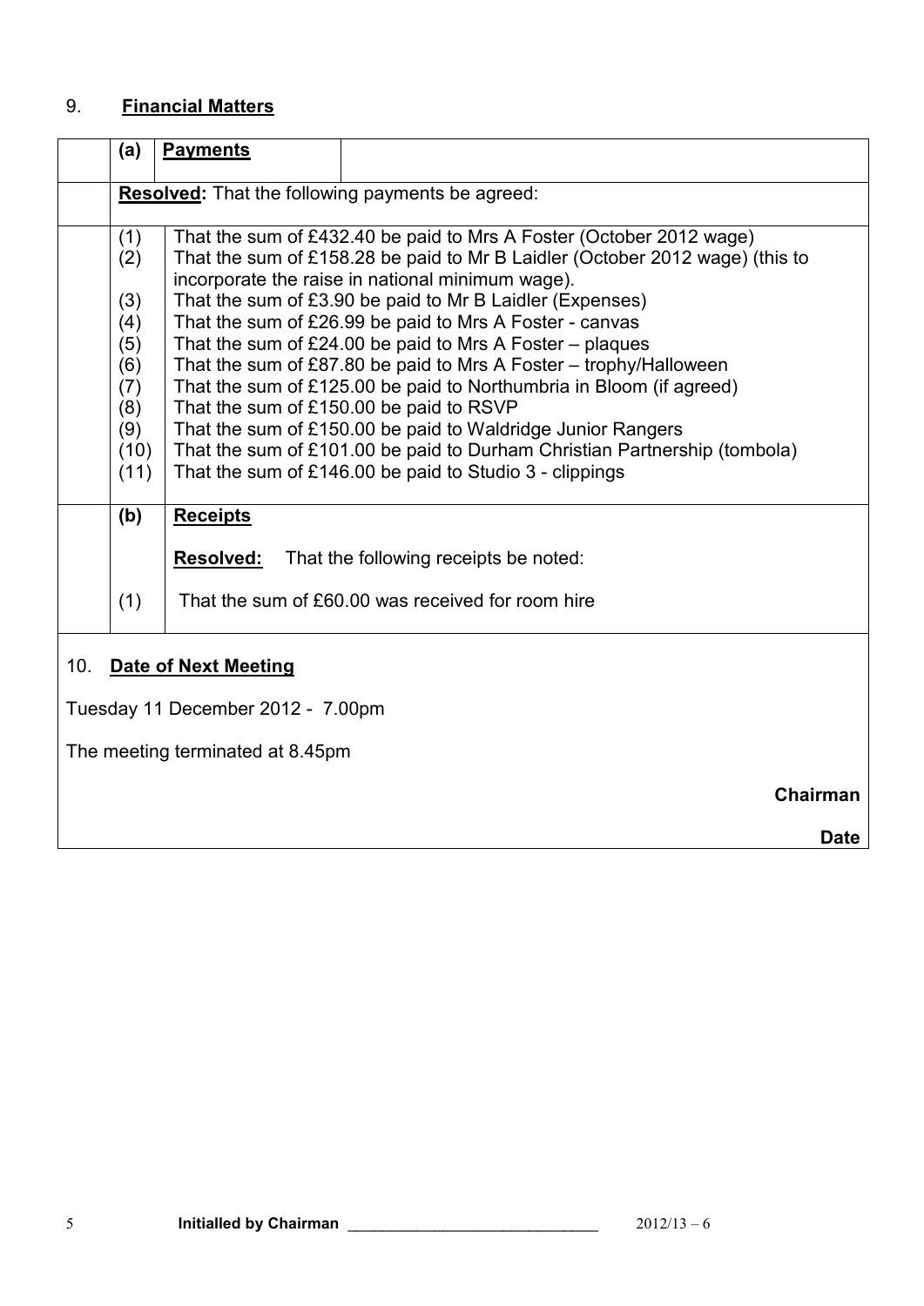## 9. Financial Matters

| | | |
|---|---|---|
| | **(a)** | **Payments** |
| | **Resolved:** That the following payments be agreed: | |
| | (1) | That the sum of £432.40 be paid to Mrs A Foster (October 2012 wage) |
| | (2) | That the sum of £158.28 be paid to Mr B Laidler (October 2012 wage) (this to incorporate the raise in national minimum wage). |
| | (3) | That the sum of £3.90 be paid to Mr B Laidler (Expenses) |
| | (4) | That the sum of £26.99 be paid to Mrs A Foster - canvas |
| | (5) | That the sum of £24.00 be paid to Mrs A Foster – plaques |
| | (6) | That the sum of £87.80 be paid to Mrs A Foster – trophy/Halloween |
| | (7) | That the sum of £125.00 be paid to Northumbria in Bloom (if agreed) |
| | (8) | That the sum of £150.00 be paid to RSVP |
| | (9) | That the sum of £150.00 be paid to Waldridge Junior Rangers |
| | (10) | That the sum of £101.00 be paid to Durham Christian Partnership (tombola) |
| | (11) | That the sum of £146.00 be paid to Studio 3 - clippings |
| | **(b)** | **Receipts** |
| | | **Resolved:** That the following receipts be noted: |
| | (1) | That the sum of £60.00 was received for room hire |

## 10. Date of Next Meeting

Tuesday 11 December 2012 - 7.00pm

The meeting terminated at 8.45pm

**Chairman**

**Date**

**Initialled by Chairman** ______________________________ 2012/13 – 6